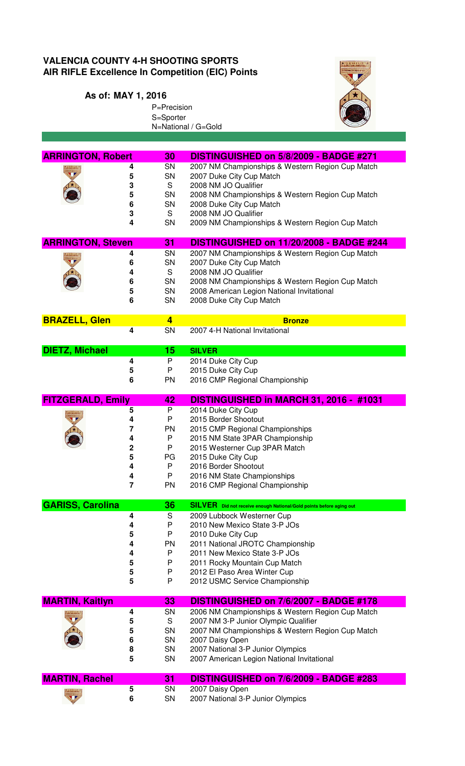# VALENCIA COUNTY 4-H SHOOTING SPORTS
## AIR RIFLE Excellence In Competition (EIC) Points

**As of: MAY 1, 2016**

P=Precision
S=Sporter
N=National / G=Gold

| Name | Points | Class | Match |
|---|---|---|---|
| **ARRINGTON, Robert** | **30** | | **DISTINGUISHED on 5/8/2009 - BADGE #271** |
| | 4 | SN | 2007 NM Championships & Western Region Cup Match |
| | 5 | SN | 2007 Duke City Cup Match |
| | 3 | S | 2008 NM JO Qualifier |
| | 5 | SN | 2008 NM Championships & Western Region Cup Match |
| | 6 | SN | 2008 Duke City Cup Match |
| | 3 | S | 2008 NM JO Qualifier |
| | 4 | SN | 2009 NM Championships & Western Region Cup Match |
| **ARRINGTON, Steven** | **31** | | **DISTINGUISHED on 11/20/2008 - BADGE #244** |
| | 4 | SN | 2007 NM Championships & Western Region Cup Match |
| | 6 | SN | 2007 Duke City Cup Match |
| | 4 | S | 2008 NM JO Qualifier |
| | 6 | SN | 2008 NM Championships & Western Region Cup Match |
| | 5 | SN | 2008 American Legion National Invitational |
| | 6 | SN | 2008 Duke City Cup Match |
| **BRAZELL, Glen** | **4** | | **Bronze** |
| | 4 | SN | 2007 4-H National Invitational |
| **DIETZ, Michael** | **15** | | **SILVER** |
| | 4 | P | 2014 Duke City Cup |
| | 5 | P | 2015 Duke City Cup |
| | 6 | PN | 2016 CMP Regional Championship |
| **FITZGERALD, Emily** | **42** | | **DISTINGUISHED in MARCH 31, 2016 - #1031** |
| | 5 | P | 2014 Duke City Cup |
| | 4 | P | 2015 Border Shootout |
| | 7 | PN | 2015 CMP Regional Championships |
| | 4 | P | 2015 NM State 3PAR Championship |
| | 2 | P | 2015 Westerner Cup 3PAR Match |
| | 5 | PG | 2015 Duke City Cup |
| | 4 | P | 2016 Border Shootout |
| | 4 | P | 2016 NM State Championships |
| | 7 | PN | 2016 CMP Regional Championship |
| **GARISS, Carolina** | **36** | | **SILVER** Did not receive enough National/Gold points before aging out |
| | 4 | S | 2009 Lubbock Westerner Cup |
| | 4 | P | 2010 New Mexico State 3-P JOs |
| | 5 | P | 2010 Duke City Cup |
| | 4 | PN | 2011 National JROTC Championship |
| | 4 | P | 2011 New Mexico State 3-P JOs |
| | 5 | P | 2011 Rocky Mountain Cup Match |
| | 5 | P | 2012 El Paso Area Winter Cup |
| | 5 | P | 2012 USMC Service Championship |
| **MARTIN, Kaitlyn** | **33** | | **DISTINGUISHED on 7/6/2007 - BADGE #178** |
| | 4 | SN | 2006 NM Championships & Western Region Cup Match |
| | 5 | S | 2007 NM 3-P Junior Olympic Qualifier |
| | 5 | SN | 2007 NM Championships & Western Region Cup Match |
| | 6 | SN | 2007 Daisy Open |
| | 8 | SN | 2007 National 3-P Junior Olympics |
| | 5 | SN | 2007 American Legion National Invitational |
| **MARTIN, Rachel** | **31** | | **DISTINGUISHED on 7/6/2009 - BADGE #283** |
| | 5 | SN | 2007 Daisy Open |
| | 6 | SN | 2007 National 3-P Junior Olympics |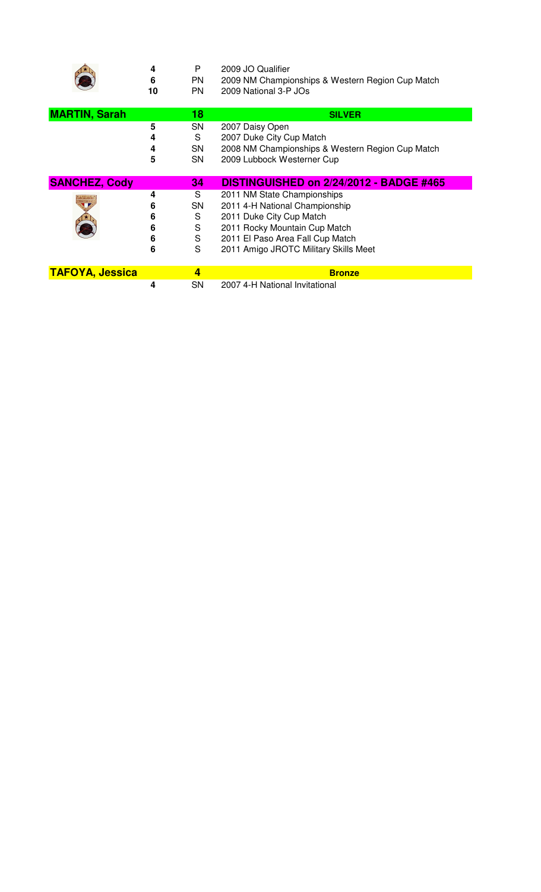| | | | |
|---|---|---|---|
| | 4 | P | 2009 JO Qualifier |
| | 6 | PN | 2009 NM Championships & Western Region Cup Match |
| | 10 | PN | 2009 National 3-P JOs |
| **MARTIN, Sarah** | | **18** | **SILVER** |
| | 5 | SN | 2007 Daisy Open |
| | 4 | S | 2007 Duke City Cup Match |
| | 4 | SN | 2008 NM Championships & Western Region Cup Match |
| | 5 | SN | 2009 Lubbock Westerner Cup |
| **SANCHEZ, Cody** | | **34** | **DISTINGUISHED on 2/24/2012 - BADGE #465** |
| | 4 | S | 2011 NM State Championships |
| | 6 | SN | 2011 4-H National Championship |
| | 6 | S | 2011 Duke City Cup Match |
| | 6 | S | 2011 Rocky Mountain Cup Match |
| | 6 | S | 2011 El Paso Area Fall Cup Match |
| | 6 | S | 2011 Amigo JROTC Military Skills Meet |
| **TAFOYA, Jessica** | | **4** | **Bronze** |
| | 4 | SN | 2007 4-H National Invitational |